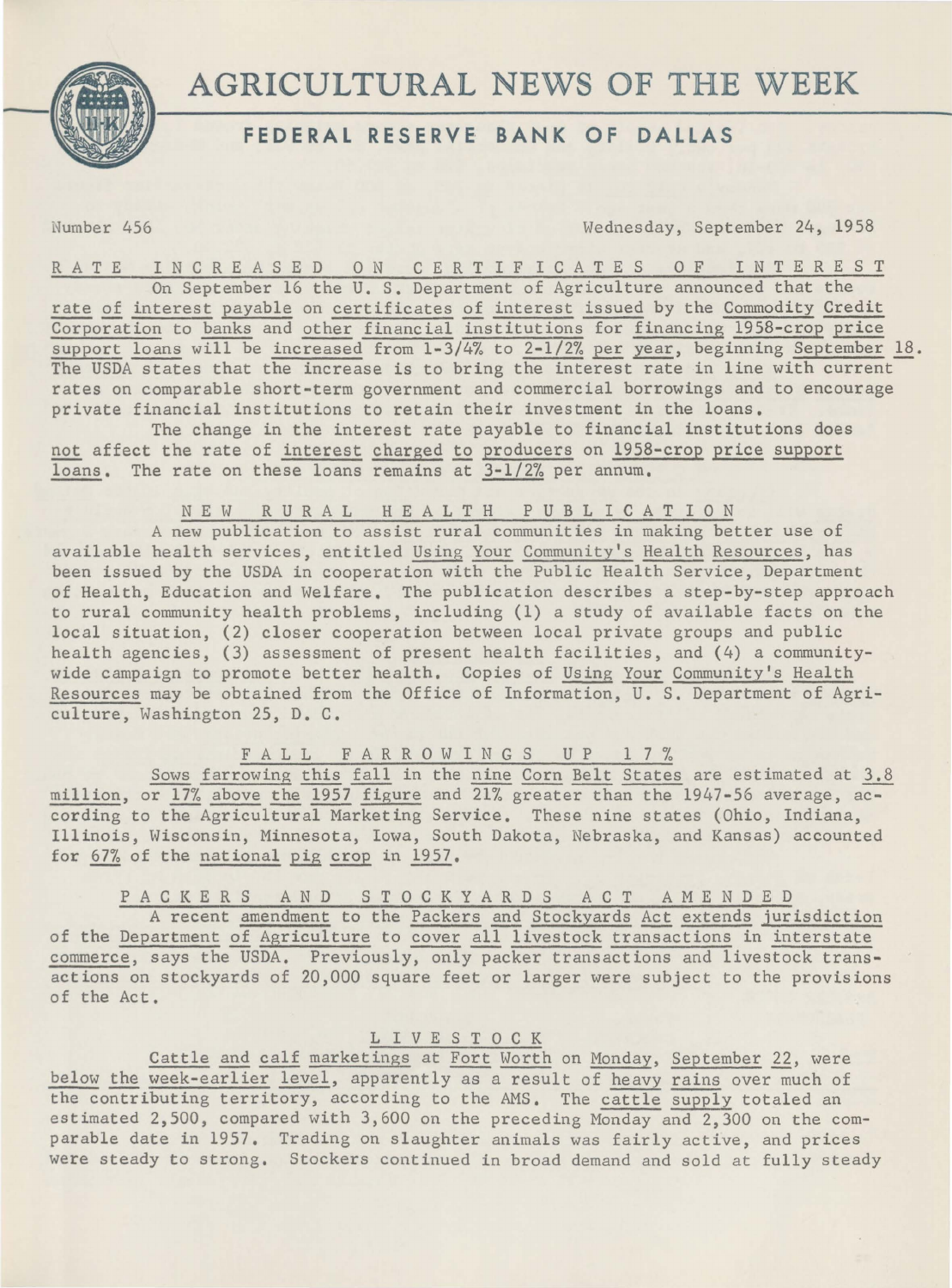# AGRICULTURAL NEWS OF THE WEEK

## FEDERAL RESERVE BANK OF DALLAS

Number 456 | Wednesday, September 24, 1958

### RATE INCREASED ON CERTIFICATES OF INTEREST

On September 16 the U. S. Department of Agriculture announced that the rate of interest payable on certificates of interest issued by the Commodity Credit Corporation to banks and other financial institutions for financing 1958-crop price support loans will be increased from 1-3/4% to 2-1/2% per year, beginning September 18. The USDA states that the increase is to bring the interest rate in line with current rates on comparable short-term government and commercial borrowings and to encourage private financial institutions to retain their investment in the loans.

The change in the interest rate payable to financial institutions does not affect the rate of interest charged to producers on 1958-crop price support loans. The rate on these loans remains at 3-1/2% per annum.

### NEW RURAL HEALTH PUBLICATION

A new publication to assist rural communities in making better use of available health services, entitled Using Your Community's Health Resources, has been issued by the USDA in cooperation with the Public Health Service, Department of Health, Education and Welfare. The publication describes a step-by-step approach to rural community health problems, including (1) a study of available facts on the local situation, (2) closer cooperation between local private groups and public health agencies, (3) assessment of present health facilities, and (4) a community-wide campaign to promote better health. Copies of Using Your Community's Health Resources may be obtained from the Office of Information, U. S. Department of Agriculture, Washington 25, D. C.

### FALL FARROWINGS UP 17%

Sows farrowing this fall in the nine Corn Belt States are estimated at 3.8 million, or 17% above the 1957 figure and 21% greater than the 1947-56 average, according to the Agricultural Marketing Service. These nine states (Ohio, Indiana, Illinois, Wisconsin, Minnesota, Iowa, South Dakota, Nebraska, and Kansas) accounted for 67% of the national pig crop in 1957.

### PACKERS AND STOCKYARDS ACT AMENDED

A recent amendment to the Packers and Stockyards Act extends jurisdiction of the Department of Agriculture to cover all livestock transactions in interstate commerce, says the USDA. Previously, only packer transactions and livestock transactions on stockyards of 20,000 square feet or larger were subject to the provisions of the Act.

### LIVESTOCK

Cattle and calf marketings at Fort Worth on Monday, September 22, were below the week-earlier level, apparently as a result of heavy rains over much of the contributing territory, according to the AMS. The cattle supply totaled an estimated 2,500, compared with 3,600 on the preceding Monday and 2,300 on the comparable date in 1957. Trading on slaughter animals was fairly active, and prices were steady to strong. Stockers continued in broad demand and sold at fully steady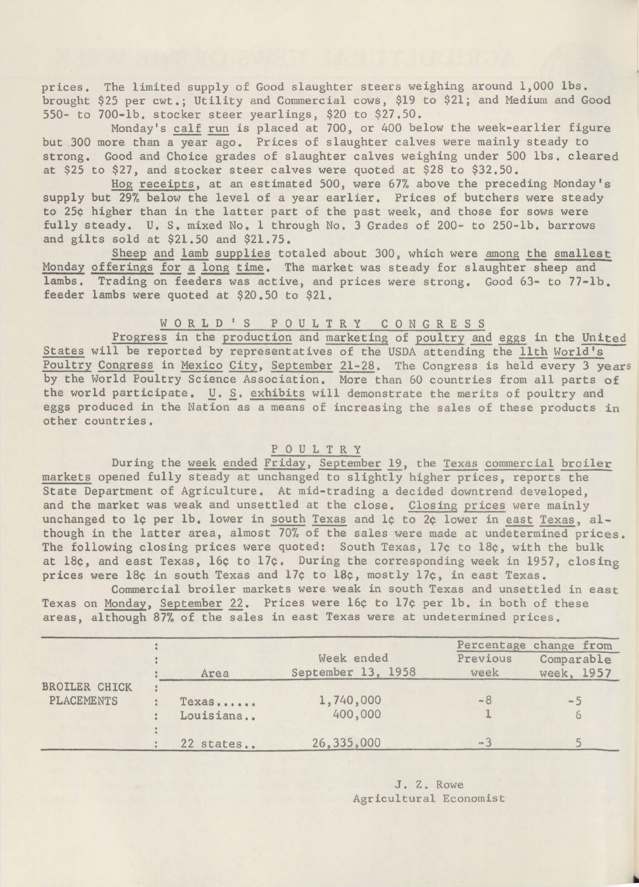prices. The limited supply of Good slaughter steers weighing around 1,000 lbs. brought $25 per cwt.; Utility and Commercial cows, $19 to $21; and Medium and Good 550- to 700-lb. stocker steer yearlings, $20 to $27.50.

Monday's calf run is placed at 700, or 400 below the week-earlier figure but 300 more than a year ago. Prices of slaughter calves were mainly steady to strong. Good and Choice grades of slaughter calves weighing under 500 lbs. cleared at $25 to $27, and stocker steer calves were quoted at $28 to $32.50.

Hog receipts, at an estimated 500, were 67% above the preceding Monday's supply but 29% below the level of a year earlier. Prices of butchers were steady to 25¢ higher than in the latter part of the past week, and those for sows were fully steady. U. S. mixed No. 1 through No. 3 Grades of 200- to 250-lb. barrows and gilts sold at $21.50 and $21.75.

Sheep and lamb supplies totaled about 300, which were among the smallest Monday offerings for a long time. The market was steady for slaughter sheep and lambs. Trading on feeders was active, and prices were strong. Good 63- to 77-lb. feeder lambs were quoted at $20.50 to $21.

## WORLD'S POULTRY CONGRESS

Progress in the production and marketing of poultry and eggs in the United States will be reported by representatives of the USDA attending the 11th World's Poultry Congress in Mexico City, September 21-28. The Congress is held every 3 years by the World Poultry Science Association. More than 60 countries from all parts of the world participate. U. S. exhibits will demonstrate the merits of poultry and eggs produced in the Nation as a means of increasing the sales of these products in other countries.

## POULTRY

During the week ended Friday, September 19, the Texas commercial broiler markets opened fully steady at unchanged to slightly higher prices, reports the State Department of Agriculture. At mid-trading a decided downtrend developed, and the market was weak and unsettled at the close. Closing prices were mainly unchanged to 1¢ per lb. lower in south Texas and 1¢ to 2¢ lower in east Texas, although in the latter area, almost 70% of the sales were made at undetermined prices. The following closing prices were quoted: South Texas, 17¢ to 18¢, with the bulk at 18¢, and east Texas, 16¢ to 17¢. During the corresponding week in 1957, closing prices were 18¢ in south Texas and 17¢ to 18¢, mostly 17¢, in east Texas.

Commercial broiler markets were weak in south Texas and unsettled in east Texas on Monday, September 22. Prices were 16¢ to 17¢ per lb. in both of these areas, although 87% of the sales in east Texas were at undetermined prices.

| | Area | Week ended September 13, 1958 | Percentage change from | |
|---|---|---|---|---|
| | | | Previous week | Comparable week, 1957 |
| BROILER CHICK PLACEMENTS | Texas...... | 1,740,000 | -8 | -5 |
| | Louisiana.. | 400,000 | 1 | 6 |
| | 22 states.. | 26,335,000 | -3 | 5 |

J. Z. Rowe
Agricultural Economist